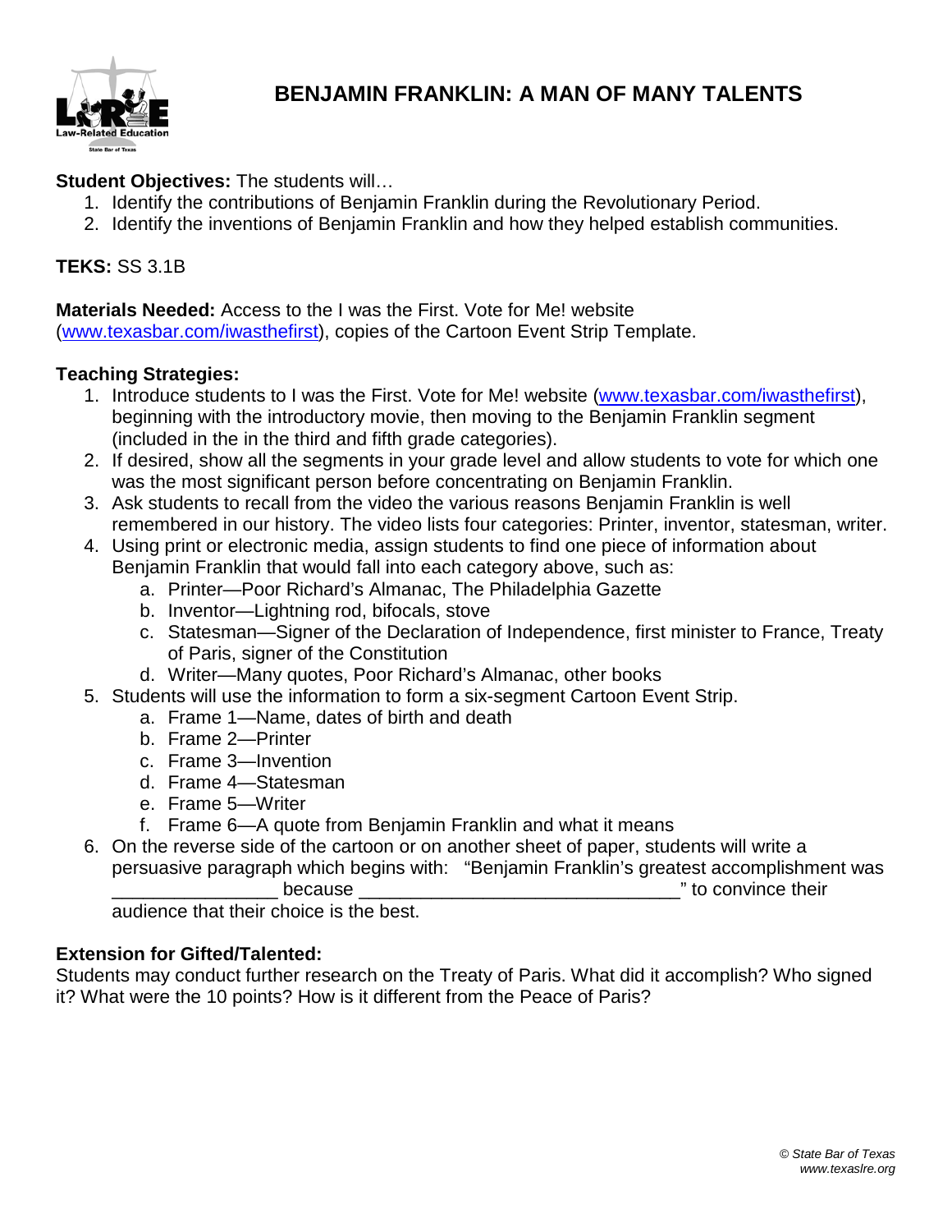# BENJAMIN FRANKLIN: A MAN OF MANY TALENTS

**Student Objectives:** The students will…

1. Identify the contributions of Benjamin Franklin during the Revolutionary Period.
2. Identify the inventions of Benjamin Franklin and how they helped establish communities.

**TEKS:** SS 3.1B

**Materials Needed:** Access to the I was the First. Vote for Me! website (www.texasbar.com/iwasthefirst), copies of the Cartoon Event Strip Template.

**Teaching Strategies:**

1. Introduce students to I was the First. Vote for Me! website (www.texasbar.com/iwasthefirst), beginning with the introductory movie, then moving to the Benjamin Franklin segment (included in the in the third and fifth grade categories).
2. If desired, show all the segments in your grade level and allow students to vote for which one was the most significant person before concentrating on Benjamin Franklin.
3. Ask students to recall from the video the various reasons Benjamin Franklin is well remembered in our history. The video lists four categories: Printer, inventor, statesman, writer.
4. Using print or electronic media, assign students to find one piece of information about Benjamin Franklin that would fall into each category above, such as:
   a. Printer—Poor Richard's Almanac, The Philadelphia Gazette
   b. Inventor—Lightning rod, bifocals, stove
   c. Statesman—Signer of the Declaration of Independence, first minister to France, Treaty of Paris, signer of the Constitution
   d. Writer—Many quotes, Poor Richard's Almanac, other books
5. Students will use the information to form a six-segment Cartoon Event Strip.
   a. Frame 1—Name, dates of birth and death
   b. Frame 2—Printer
   c. Frame 3—Invention
   d. Frame 4—Statesman
   e. Frame 5—Writer
   f. Frame 6—A quote from Benjamin Franklin and what it means
6. On the reverse side of the cartoon or on another sheet of paper, students will write a persuasive paragraph which begins with: "Benjamin Franklin's greatest accomplishment was ________________ because ________________________________" to convince their audience that their choice is the best.

**Extension for Gifted/Talented:**

Students may conduct further research on the Treaty of Paris. What did it accomplish? Who signed it? What were the 10 points? How is it different from the Peace of Paris?

*© State Bar of Texas*
*www.texaslre.org*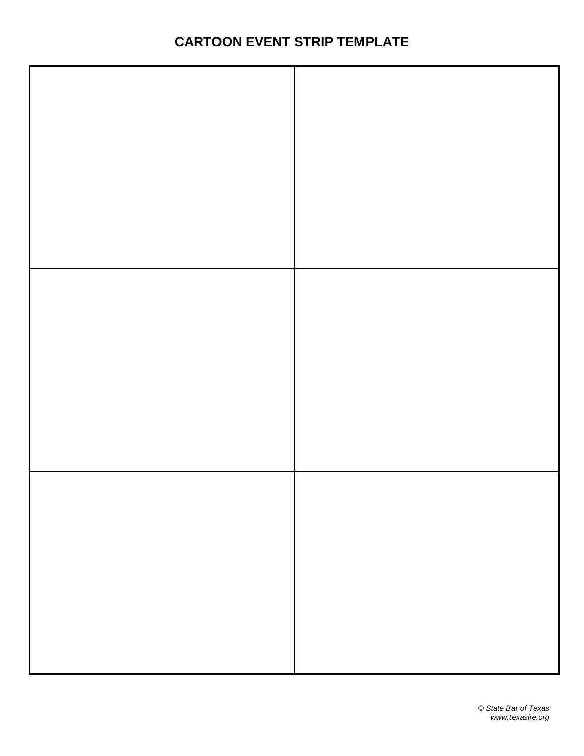# CARTOON EVENT STRIP TEMPLATE

| | |
|---|---|
| | |
| | |
| | |

*© State Bar of Texas*
*www.texaslre.org*